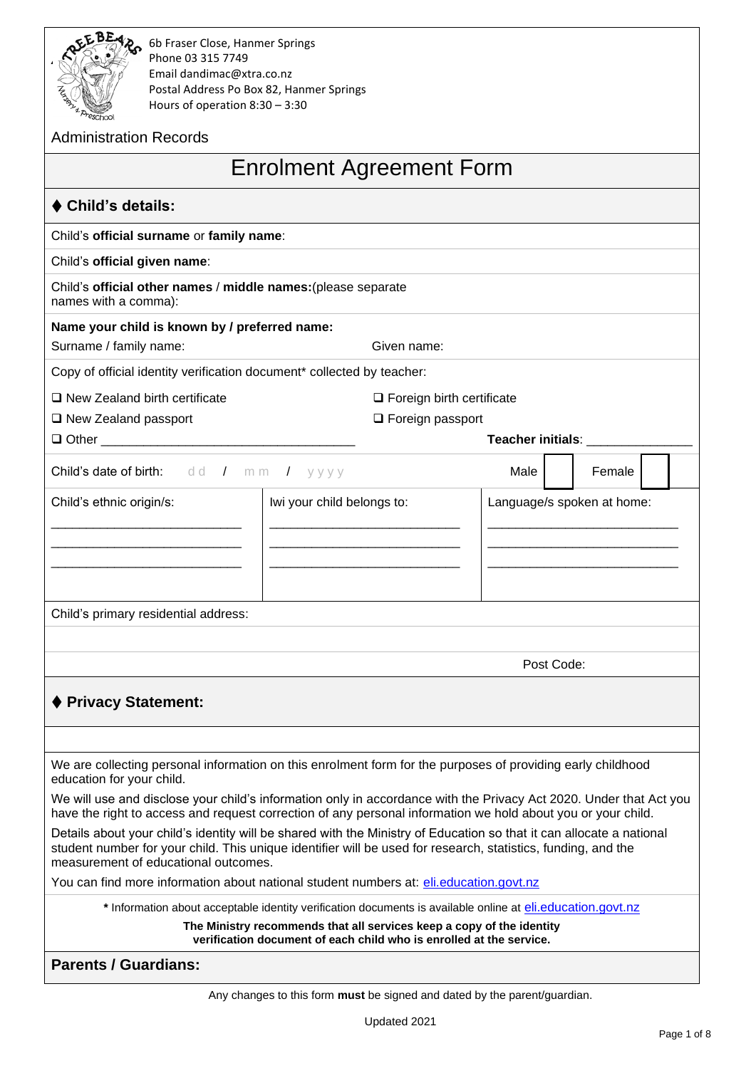6b Fraser Close, Hanmer Springs
Phone 03 315 7749
Email dandimac@xtra.co.nz
Postal Address Po Box 82, Hanmer Springs
Hours of operation 8:30 – 3:30

Administration Records

# Enrolment Agreement Form

## ♦ Child's details:

Child's **official surname** or **family name**:

Child's **official given name**:

Child's **official other names** / **middle names:**(please separate names with a comma):

**Name your child is known by / preferred name:**

Surname / family name: Given name:

Copy of official identity verification document* collected by teacher:

❑ New Zealand birth certificate ❑ Foreign birth certificate

❑ New Zealand passport ❑ Foreign passport

❑ Other ___________________________________ **Teacher initials**: ______________

Child's date of birth: dd / mm / yyyy Male ☐ Female ☐

| Child's ethnic origin/s: | Iwi your child belongs to: | Language/s spoken at home: |
|---|---|---|
| ___________________________ | ___________________________ | ___________________________ |
| ___________________________ | ___________________________ | ___________________________ |
| ___________________________ | ___________________________ | ___________________________ |

Child's primary residential address:

Post Code:

## ♦ Privacy Statement:

We are collecting personal information on this enrolment form for the purposes of providing early childhood education for your child.

We will use and disclose your child's information only in accordance with the Privacy Act 2020. Under that Act you have the right to access and request correction of any personal information we hold about you or your child.

Details about your child's identity will be shared with the Ministry of Education so that it can allocate a national student number for your child. This unique identifier will be used for research, statistics, funding, and the measurement of educational outcomes.

You can find more information about national student numbers at: eli.education.govt.nz

**\*** Information about acceptable identity verification documents is available online at eli.education.govt.nz

**The Ministry recommends that all services keep a copy of the identity verification document of each child who is enrolled at the service.**

## Parents / Guardians:

Any changes to this form **must** be signed and dated by the parent/guardian.

Updated 2021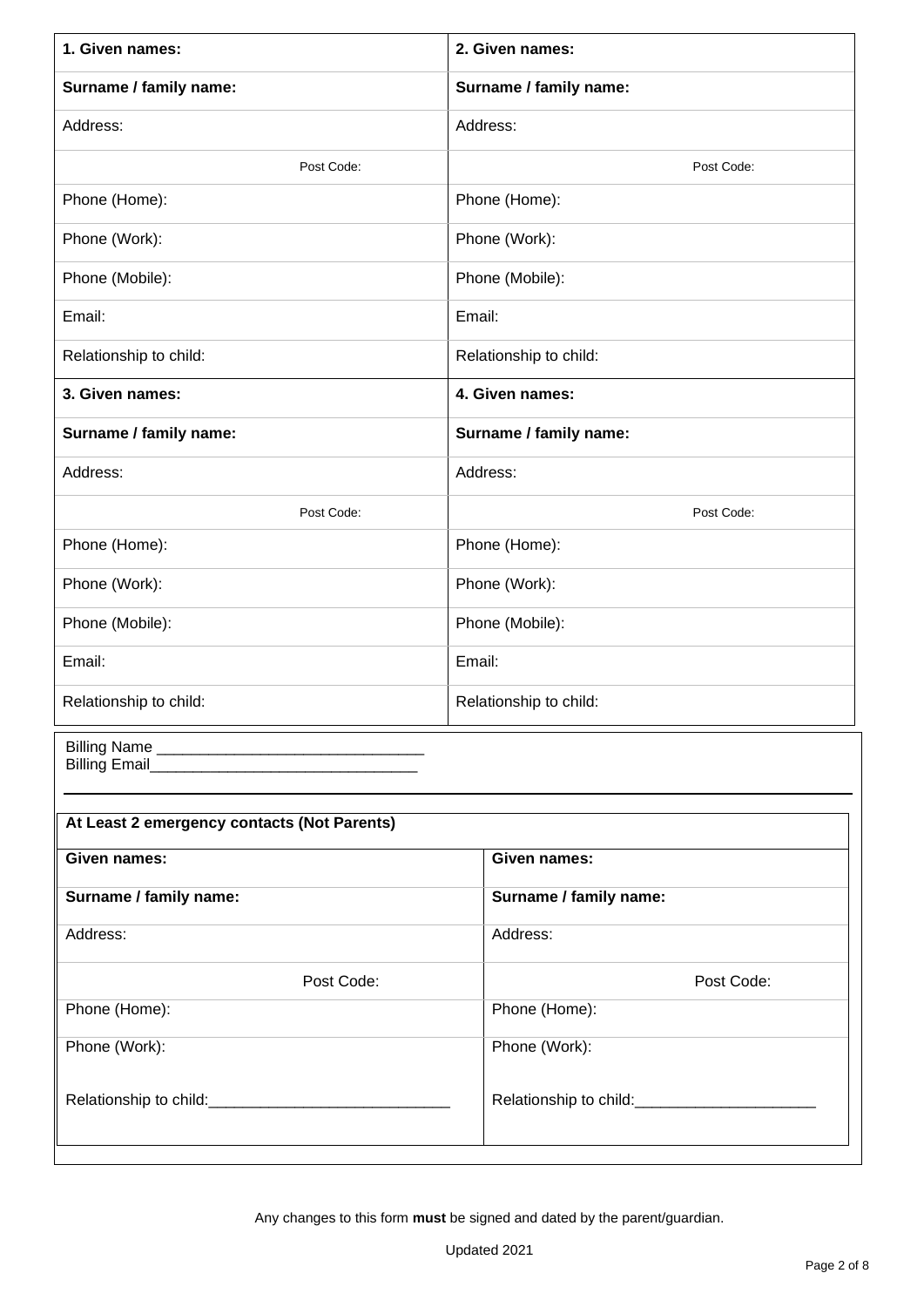| **1. Given names:** | **2. Given names:** |
|---|---|
| **Surname / family name:** | **Surname / family name:** |
| Address: | Address: |
| Post Code: | Post Code: |
| Phone (Home): | Phone (Home): |
| Phone (Work): | Phone (Work): |
| Phone (Mobile): | Phone (Mobile): |
| Email: | Email: |
| Relationship to child: | Relationship to child: |
| **3. Given names:** | **4. Given names:** |
| **Surname / family name:** | **Surname / family name:** |
| Address: | Address: |
| Post Code: | Post Code: |
| Phone (Home): | Phone (Home): |
| Phone (Work): | Phone (Work): |
| Phone (Mobile): | Phone (Mobile): |
| Email: | Email: |
| Relationship to child: | Relationship to child: |

Billing Name _______________________________
Billing Email_______________________________

| **At Least 2 emergency contacts (Not Parents)** | |
|---|---|
| **Given names:** | **Given names:** |
| **Surname / family name:** | **Surname / family name:** |
| Address: | Address: |
| Post Code: | Post Code: |
| Phone (Home): | Phone (Home): |
| Phone (Work): | Phone (Work): |
| Relationship to child:____________________________ | Relationship to child:_____________________ |

Any changes to this form **must** be signed and dated by the parent/guardian.

Updated 2021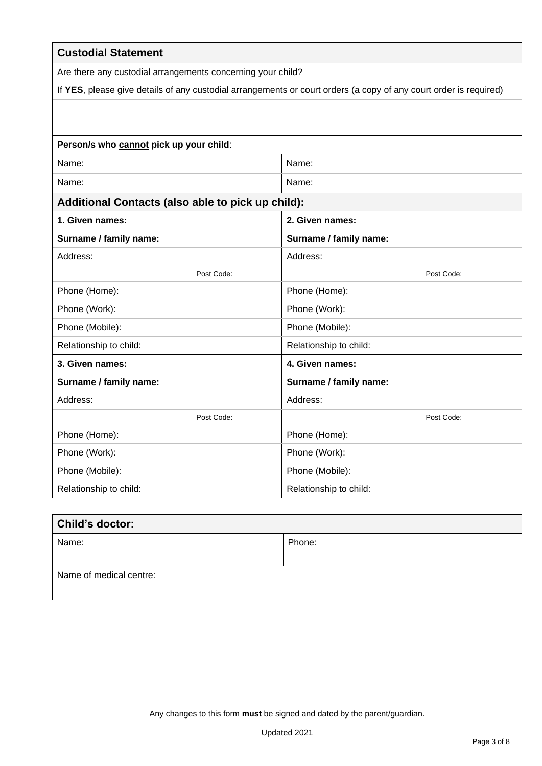| **Custodial Statement** | |
|---|---|
| Are there any custodial arrangements concerning your child? | |
| If **YES**, please give details of any custodial arrangements or court orders (a copy of any court order is required) | |
| | |
| | |
| **Person/s who cannot pick up your child**: | |
| Name: | Name: |
| Name: | Name: |

| **Additional Contacts (also able to pick up child):** | |
|---|---|
| **1. Given names:** | **2. Given names:** |
| **Surname / family name:** | **Surname / family name:** |
| Address: | Address: |
| Post Code: | Post Code: |
| Phone (Home): | Phone (Home): |
| Phone (Work): | Phone (Work): |
| Phone (Mobile): | Phone (Mobile): |
| Relationship to child: | Relationship to child: |
| **3. Given names:** | **4. Given names:** |
| **Surname / family name:** | **Surname / family name:** |
| Address: | Address: |
| Post Code: | Post Code: |
| Phone (Home): | Phone (Home): |
| Phone (Work): | Phone (Work): |
| Phone (Mobile): | Phone (Mobile): |
| Relationship to child: | Relationship to child: |

| **Child's doctor:** | |
|---|---|
| Name: | Phone: |
| Name of medical centre: | |

Any changes to this form **must** be signed and dated by the parent/guardian.

Updated 2021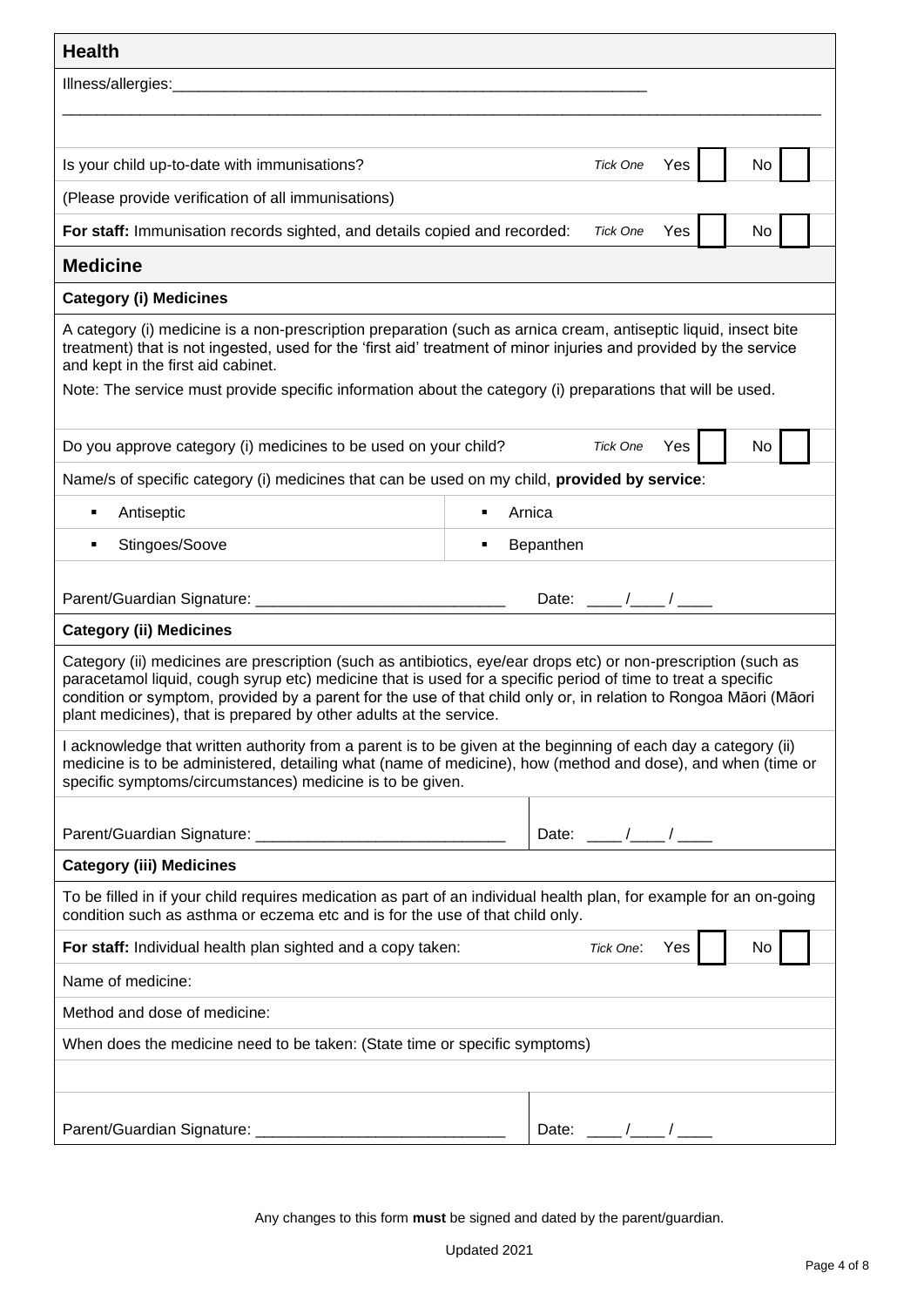## Health

Illness/allergies:\_\_\_\_\_\_\_\_\_\_\_\_\_\_\_\_\_\_\_\_\_\_\_\_\_\_\_\_\_\_\_\_\_\_\_\_\_\_\_\_\_\_\_\_\_\_\_\_\_\_\_\_\_\_\_\_\_\_

\_\_\_\_\_\_\_\_\_\_\_\_\_\_\_\_\_\_\_\_\_\_\_\_\_\_\_\_\_\_\_\_\_\_\_\_\_\_\_\_\_\_\_\_\_\_\_\_\_\_\_\_\_\_\_\_\_\_\_\_\_\_\_\_\_\_\_\_\_\_\_\_\_\_\_\_\_\_\_\_\_\_\_\_\_\_\_\_

Is your child up-to-date with immunisations? *Tick One* Yes ☐ No ☐

(Please provide verification of all immunisations)

**For staff:** Immunisation records sighted, and details copied and recorded: *Tick One* Yes ☐ No ☐

## Medicine

### Category (i) Medicines

A category (i) medicine is a non-prescription preparation (such as arnica cream, antiseptic liquid, insect bite treatment) that is not ingested, used for the 'first aid' treatment of minor injuries and provided by the service and kept in the first aid cabinet.

Note: The service must provide specific information about the category (i) preparations that will be used.

Do you approve category (i) medicines to be used on your child? *Tick One* Yes ☐ No ☐

Name/s of specific category (i) medicines that can be used on my child, **provided by service**:

- Antiseptic
- Arnica
- Stingoes/Soove
- Bepanthen

Parent/Guardian Signature: \_\_\_\_\_\_\_\_\_\_\_\_\_\_\_\_\_\_\_\_\_\_\_\_\_\_\_\_\_ Date: \_\_\_\_ /\_\_\_\_ / \_\_\_\_

### Category (ii) Medicines

Category (ii) medicines are prescription (such as antibiotics, eye/ear drops etc) or non-prescription (such as paracetamol liquid, cough syrup etc) medicine that is used for a specific period of time to treat a specific condition or symptom, provided by a parent for the use of that child only or, in relation to Rongoa Māori (Māori plant medicines), that is prepared by other adults at the service.

I acknowledge that written authority from a parent is to be given at the beginning of each day a category (ii) medicine is to be administered, detailing what (name of medicine), how (method and dose), and when (time or specific symptoms/circumstances) medicine is to be given.

Parent/Guardian Signature: \_\_\_\_\_\_\_\_\_\_\_\_\_\_\_\_\_\_\_\_\_\_\_\_\_\_\_\_\_ Date: \_\_\_\_ /\_\_\_\_ / \_\_\_\_

### Category (iii) Medicines

To be filled in if your child requires medication as part of an individual health plan, for example for an on-going condition such as asthma or eczema etc and is for the use of that child only.

**For staff:** Individual health plan sighted and a copy taken: *Tick One*: Yes ☐ No ☐

Name of medicine:

Method and dose of medicine:

When does the medicine need to be taken: (State time or specific symptoms)

Parent/Guardian Signature: \_\_\_\_\_\_\_\_\_\_\_\_\_\_\_\_\_\_\_\_\_\_\_\_\_\_\_\_\_ Date: \_\_\_\_ /\_\_\_\_ / \_\_\_\_

Any changes to this form **must** be signed and dated by the parent/guardian.

Updated 2021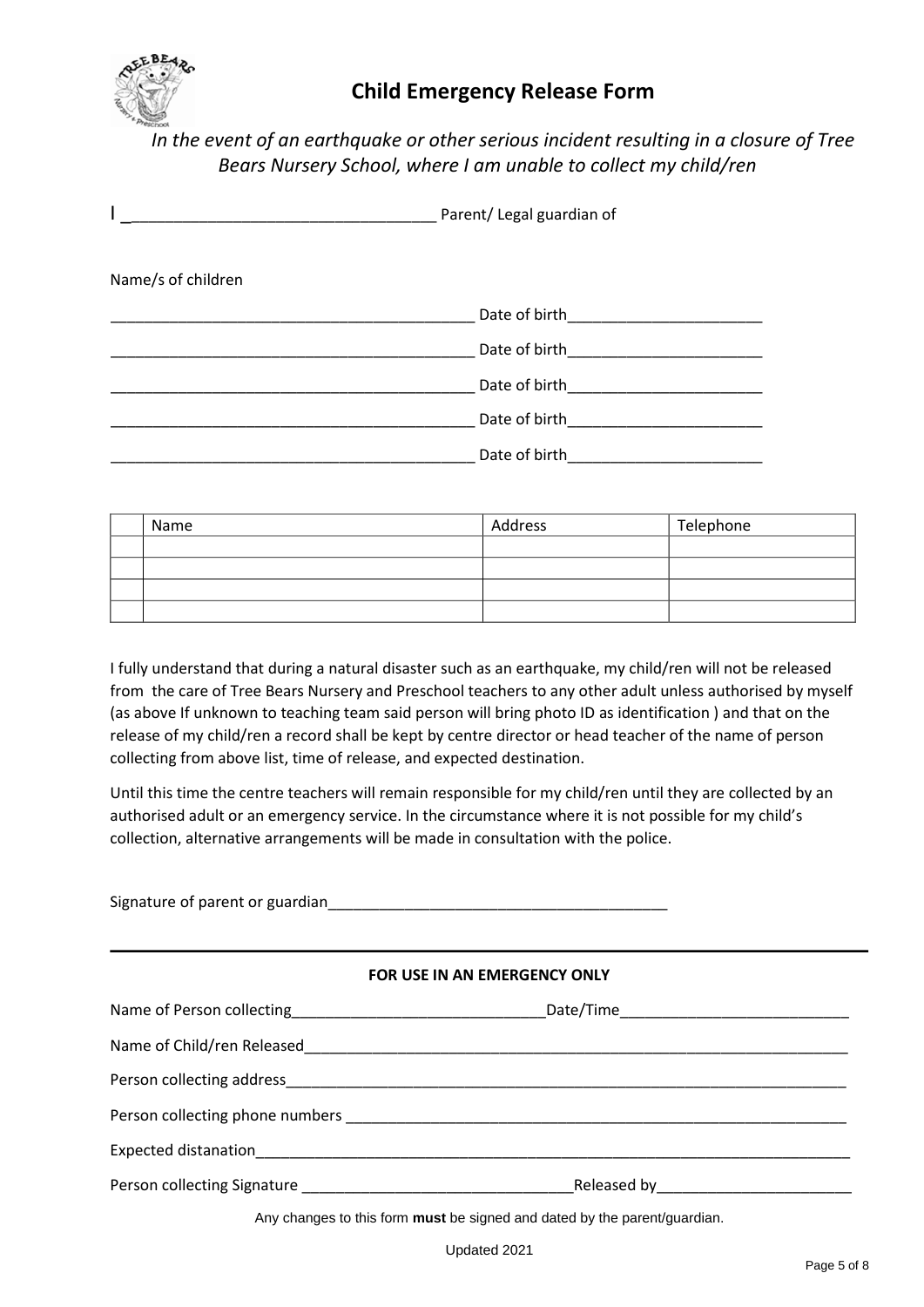# Child Emergency Release Form

*In the event of an earthquake or other serious incident resulting in a closure of Tree Bears Nursery School, where I am unable to collect my child/ren*

I \_\_\_\_\_\_\_\_\_\_\_\_\_\_\_\_\_\_\_\_\_\_\_\_\_\_\_\_\_\_\_\_\_\_\_\_ Parent/ Legal guardian of

Name/s of children

\_\_\_\_\_\_\_\_\_\_\_\_\_\_\_\_\_\_\_\_\_\_\_\_\_\_\_\_\_\_\_\_\_\_\_\_\_\_\_\_\_\_ Date of birth\_\_\_\_\_\_\_\_\_\_\_\_\_\_\_\_\_\_\_\_\_\_\_

\_\_\_\_\_\_\_\_\_\_\_\_\_\_\_\_\_\_\_\_\_\_\_\_\_\_\_\_\_\_\_\_\_\_\_\_\_\_\_\_\_\_ Date of birth\_\_\_\_\_\_\_\_\_\_\_\_\_\_\_\_\_\_\_\_\_\_\_

\_\_\_\_\_\_\_\_\_\_\_\_\_\_\_\_\_\_\_\_\_\_\_\_\_\_\_\_\_\_\_\_\_\_\_\_\_\_\_\_\_\_ Date of birth\_\_\_\_\_\_\_\_\_\_\_\_\_\_\_\_\_\_\_\_\_\_\_

\_\_\_\_\_\_\_\_\_\_\_\_\_\_\_\_\_\_\_\_\_\_\_\_\_\_\_\_\_\_\_\_\_\_\_\_\_\_\_\_\_\_ Date of birth\_\_\_\_\_\_\_\_\_\_\_\_\_\_\_\_\_\_\_\_\_\_\_

\_\_\_\_\_\_\_\_\_\_\_\_\_\_\_\_\_\_\_\_\_\_\_\_\_\_\_\_\_\_\_\_\_\_\_\_\_\_\_\_\_\_ Date of birth\_\_\_\_\_\_\_\_\_\_\_\_\_\_\_\_\_\_\_\_\_\_\_

| | Name | Address | Telephone |
|---|---|---|---|
| | | | |
| | | | |
| | | | |
| | | | |

I fully understand that during a natural disaster such as an earthquake, my child/ren will not be released from the care of Tree Bears Nursery and Preschool teachers to any other adult unless authorised by myself (as above If unknown to teaching team said person will bring photo ID as identification ) and that on the release of my child/ren a record shall be kept by centre director or head teacher of the name of person collecting from above list, time of release, and expected destination.

Until this time the centre teachers will remain responsible for my child/ren until they are collected by an authorised adult or an emergency service. In the circumstance where it is not possible for my child's collection, alternative arrangements will be made in consultation with the police.

Signature of parent or guardian\_\_\_\_\_\_\_\_\_\_\_\_\_\_\_\_\_\_\_\_\_\_\_\_\_\_\_\_\_\_\_\_\_\_\_\_\_\_\_\_

---

**FOR USE IN AN EMERGENCY ONLY**

Name of Person collecting\_\_\_\_\_\_\_\_\_\_\_\_\_\_\_\_\_\_\_\_\_\_\_\_\_\_\_\_\_\_Date/Time\_\_\_\_\_\_\_\_\_\_\_\_\_\_\_\_\_\_\_\_\_\_\_\_\_\_\_

Name of Child/ren Released\_\_\_\_\_\_\_\_\_\_\_\_\_\_\_\_\_\_\_\_\_\_\_\_\_\_\_\_\_\_\_\_\_\_\_\_\_\_\_\_\_\_\_\_\_\_\_\_\_\_\_\_\_\_\_\_\_\_\_\_\_\_\_\_

Person collecting address\_\_\_\_\_\_\_\_\_\_\_\_\_\_\_\_\_\_\_\_\_\_\_\_\_\_\_\_\_\_\_\_\_\_\_\_\_\_\_\_\_\_\_\_\_\_\_\_\_\_\_\_\_\_\_\_\_\_\_\_\_\_\_\_\_\_

Person collecting phone numbers \_\_\_\_\_\_\_\_\_\_\_\_\_\_\_\_\_\_\_\_\_\_\_\_\_\_\_\_\_\_\_\_\_\_\_\_\_\_\_\_\_\_\_\_\_\_\_\_\_\_\_\_\_\_\_\_\_\_\_\_

Expected distanation\_\_\_\_\_\_\_\_\_\_\_\_\_\_\_\_\_\_\_\_\_\_\_\_\_\_\_\_\_\_\_\_\_\_\_\_\_\_\_\_\_\_\_\_\_\_\_\_\_\_\_\_\_\_\_\_\_\_\_\_\_\_\_\_\_\_\_\_\_\_\_

Person collecting Signature \_\_\_\_\_\_\_\_\_\_\_\_\_\_\_\_\_\_\_\_\_\_\_\_\_\_\_\_\_\_\_\_Released by\_\_\_\_\_\_\_\_\_\_\_\_\_\_\_\_\_\_\_\_\_\_\_

Any changes to this form **must** be signed and dated by the parent/guardian.

Updated 2021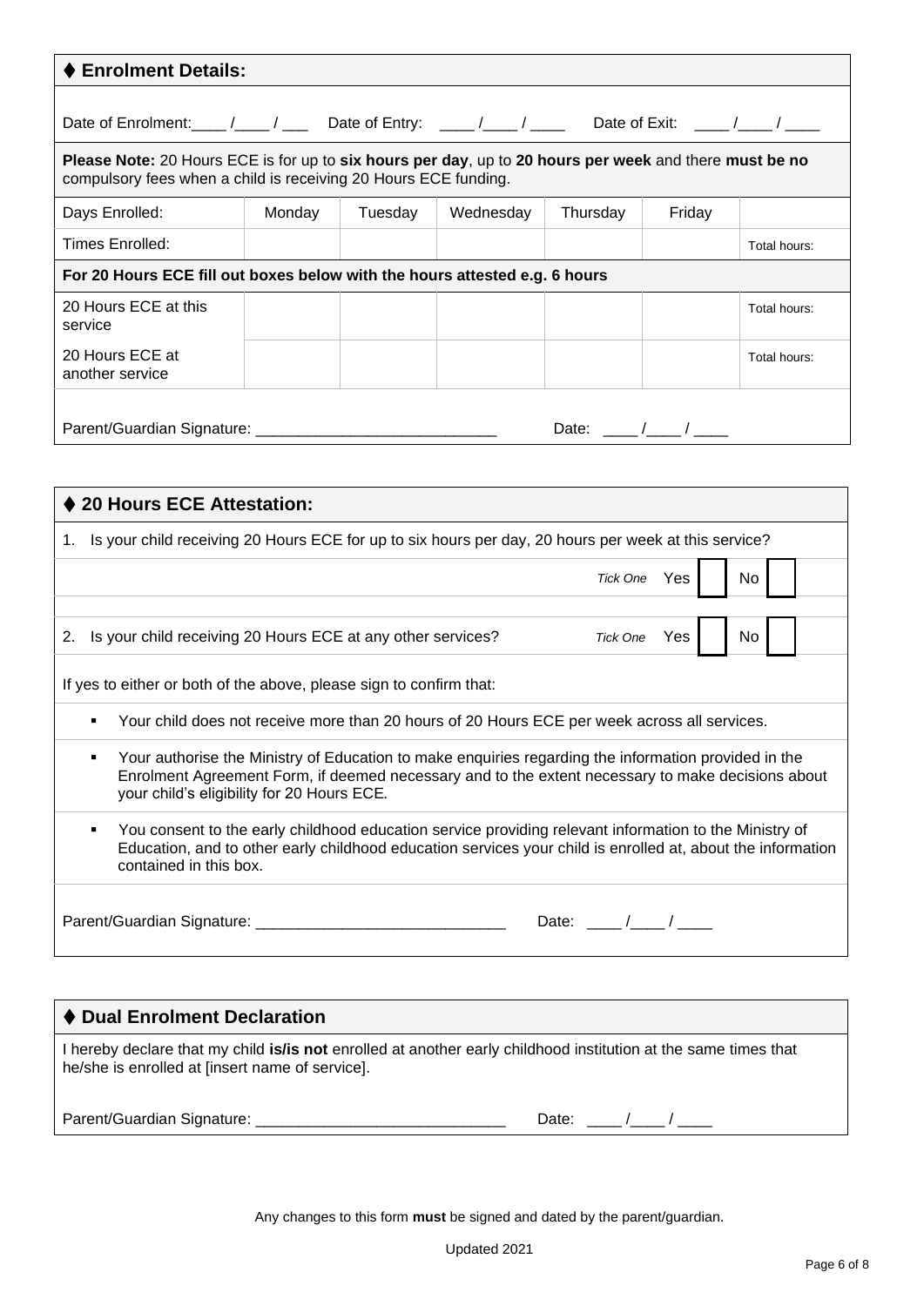## ⧫ Enrolment Details:

Date of Enrolment:\_\_\_\_ /\_\_\_\_ / \_\_\_ Date of Entry: \_\_\_\_ /\_\_\_\_ / \_\_\_\_ Date of Exit: \_\_\_\_ /\_\_\_\_ / \_\_\_\_

**Please Note:** 20 Hours ECE is for up to **six hours per day**, up to **20 hours per week** and there **must be no** compulsory fees when a child is receiving 20 Hours ECE funding.

| Days Enrolled: | Monday | Tuesday | Wednesday | Thursday | Friday | |
|---|---|---|---|---|---|---|
| Times Enrolled: | | | | | | Total hours: |
| **For 20 Hours ECE fill out boxes below with the hours attested e.g. 6 hours** | | | | | | |
| 20 Hours ECE at this service | | | | | | Total hours: |
| 20 Hours ECE at another service | | | | | | Total hours: |

Parent/Guardian Signature: \_\_\_\_\_\_\_\_\_\_\_\_\_\_\_\_\_\_\_\_\_\_\_\_\_\_\_\_ Date: \_\_\_\_ /\_\_\_\_ / \_\_\_\_

## ⧫ 20 Hours ECE Attestation:

1. Is your child receiving 20 Hours ECE for up to six hours per day, 20 hours per week at this service?

   *Tick One* Yes ☐ No ☐

2. Is your child receiving 20 Hours ECE at any other services? *Tick One* Yes ☐ No ☐

If yes to either or both of the above, please sign to confirm that:

- Your child does not receive more than 20 hours of 20 Hours ECE per week across all services.
- Your authorise the Ministry of Education to make enquiries regarding the information provided in the Enrolment Agreement Form, if deemed necessary and to the extent necessary to make decisions about your child's eligibility for 20 Hours ECE.
- You consent to the early childhood education service providing relevant information to the Ministry of Education, and to other early childhood education services your child is enrolled at, about the information contained in this box.

Parent/Guardian Signature: \_\_\_\_\_\_\_\_\_\_\_\_\_\_\_\_\_\_\_\_\_\_\_\_\_\_\_\_\_ Date: \_\_\_\_ /\_\_\_\_ / \_\_\_\_

## ⧫ Dual Enrolment Declaration

I hereby declare that my child **is/is not** enrolled at another early childhood institution at the same times that he/she is enrolled at [insert name of service].

Parent/Guardian Signature: \_\_\_\_\_\_\_\_\_\_\_\_\_\_\_\_\_\_\_\_\_\_\_\_\_\_\_\_\_ Date: \_\_\_\_ /\_\_\_\_ / \_\_\_\_

Any changes to this form **must** be signed and dated by the parent/guardian.

Updated 2021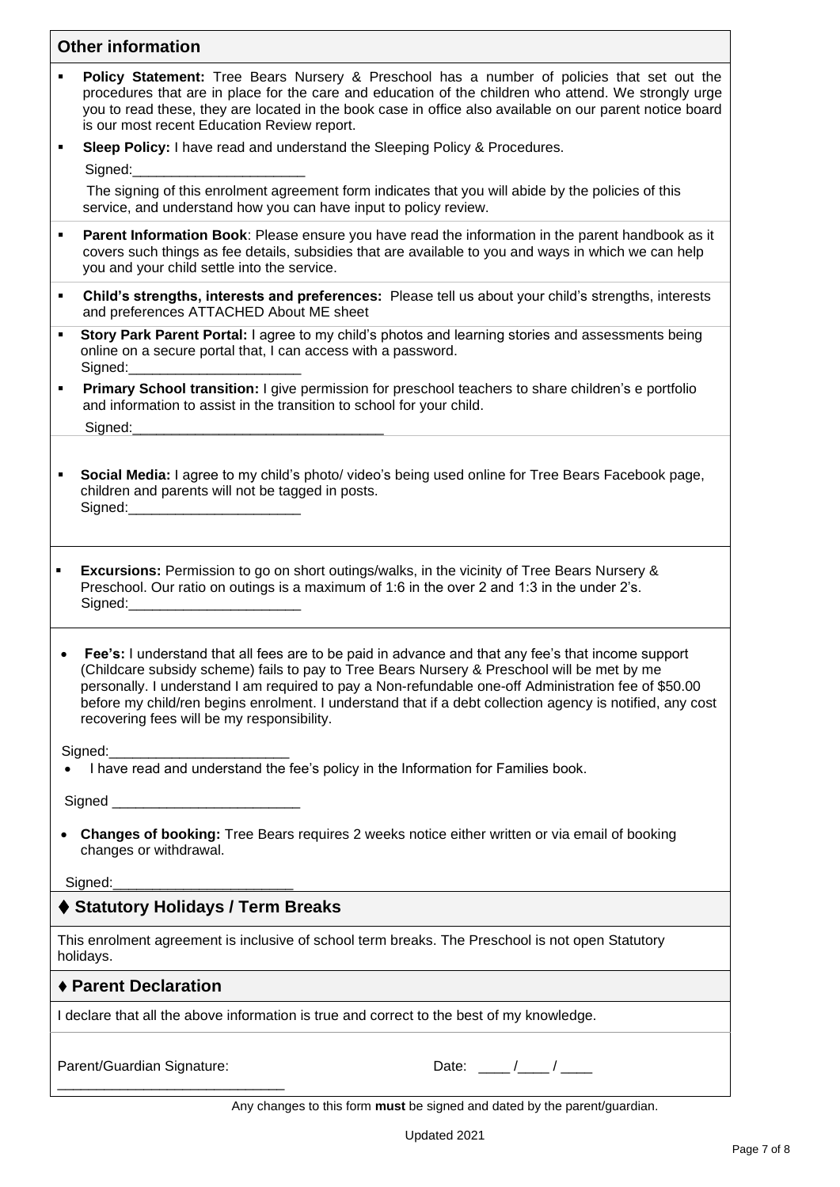## Other information

- **Policy Statement:** Tree Bears Nursery & Preschool has a number of policies that set out the procedures that are in place for the care and education of the children who attend. We strongly urge you to read these, they are located in the book case in office also available on our parent notice board is our most recent Education Review report.
- **Sleep Policy:** I have read and understand the Sleeping Policy & Procedures.

  Signed:______________________

  The signing of this enrolment agreement form indicates that you will abide by the policies of this service, and understand how you can have input to policy review.

- **Parent Information Book**: Please ensure you have read the information in the parent handbook as it covers such things as fee details, subsidies that are available to you and ways in which we can help you and your child settle into the service.
- **Child's strengths, interests and preferences:** Please tell us about your child's strengths, interests and preferences ATTACHED About ME sheet
- **Story Park Parent Portal:** I agree to my child's photos and learning stories and assessments being online on a secure portal that, I can access with a password.

  Signed:______________________

- **Primary School transition:** I give permission for preschool teachers to share children's e portfolio and information to assist in the transition to school for your child.

  Signed:________________________________

- **Social Media:** I agree to my child's photo/ video's being used online for Tree Bears Facebook page, children and parents will not be tagged in posts.

  Signed:______________________

- **Excursions:** Permission to go on short outings/walks, in the vicinity of Tree Bears Nursery & Preschool. Our ratio on outings is a maximum of 1:6 in the over 2 and 1:3 in the under 2's.

  Signed:______________________

- **Fee's:** I understand that all fees are to be paid in advance and that any fee's that income support (Childcare subsidy scheme) fails to pay to Tree Bears Nursery & Preschool will be met by me personally. I understand I am required to pay a Non-refundable one-off Administration fee of $50.00 before my child/ren begins enrolment. I understand that if a debt collection agency is notified, any cost recovering fees will be my responsibility.

Signed:_______________________

- I have read and understand the fee's policy in the Information for Families book.

Signed _______________________

- **Changes of booking:** Tree Bears requires 2 weeks notice either written or via email of booking changes or withdrawal.

Signed:_______________________

## ♦ Statutory Holidays / Term Breaks

This enrolment agreement is inclusive of school term breaks. The Preschool is not open Statutory holidays.

## ♦ Parent Declaration

I declare that all the above information is true and correct to the best of my knowledge.

Parent/Guardian Signature: _____________________________ Date: ____ /____ / ____

Any changes to this form **must** be signed and dated by the parent/guardian.

Updated 2021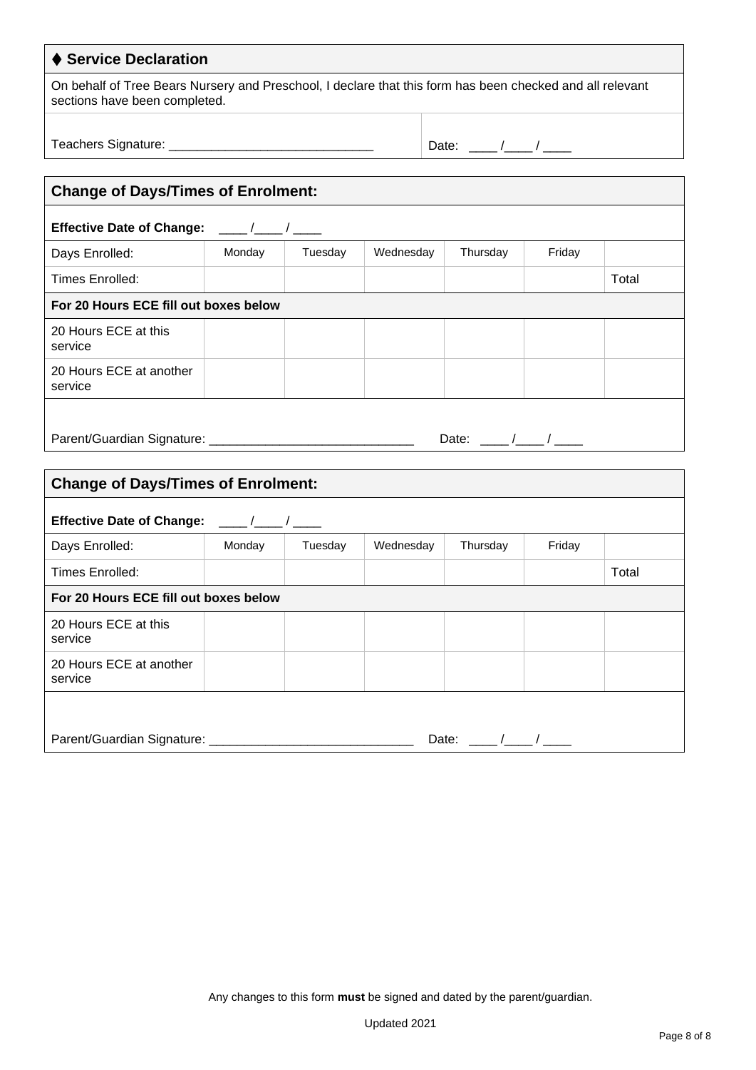## ⧫ Service Declaration

On behalf of Tree Bears Nursery and Preschool, I declare that this form has been checked and all relevant sections have been completed.

Teachers Signature: ____________________________ Date: ____ /____ / ____

## Change of Days/Times of Enrolment:

**Effective Date of Change:** ____ /____ / ____

| | | | | | | |
|---|---|---|---|---|---|---|
| Days Enrolled: | Monday | Tuesday | Wednesday | Thursday | Friday | |
| Times Enrolled: | | | | | | Total |
| **For 20 Hours ECE fill out boxes below** | | | | | | |
| 20 Hours ECE at this service | | | | | | |
| 20 Hours ECE at another service | | | | | | |

Parent/Guardian Signature: ____________________________ Date: ____ /____ / ____

## Change of Days/Times of Enrolment:

**Effective Date of Change:** ____ /____ / ____

| | | | | | | |
|---|---|---|---|---|---|---|
| Days Enrolled: | Monday | Tuesday | Wednesday | Thursday | Friday | |
| Times Enrolled: | | | | | | Total |
| **For 20 Hours ECE fill out boxes below** | | | | | | |
| 20 Hours ECE at this service | | | | | | |
| 20 Hours ECE at another service | | | | | | |

Parent/Guardian Signature: ____________________________ Date: ____ /____ / ____

Any changes to this form **must** be signed and dated by the parent/guardian.

Updated 2021